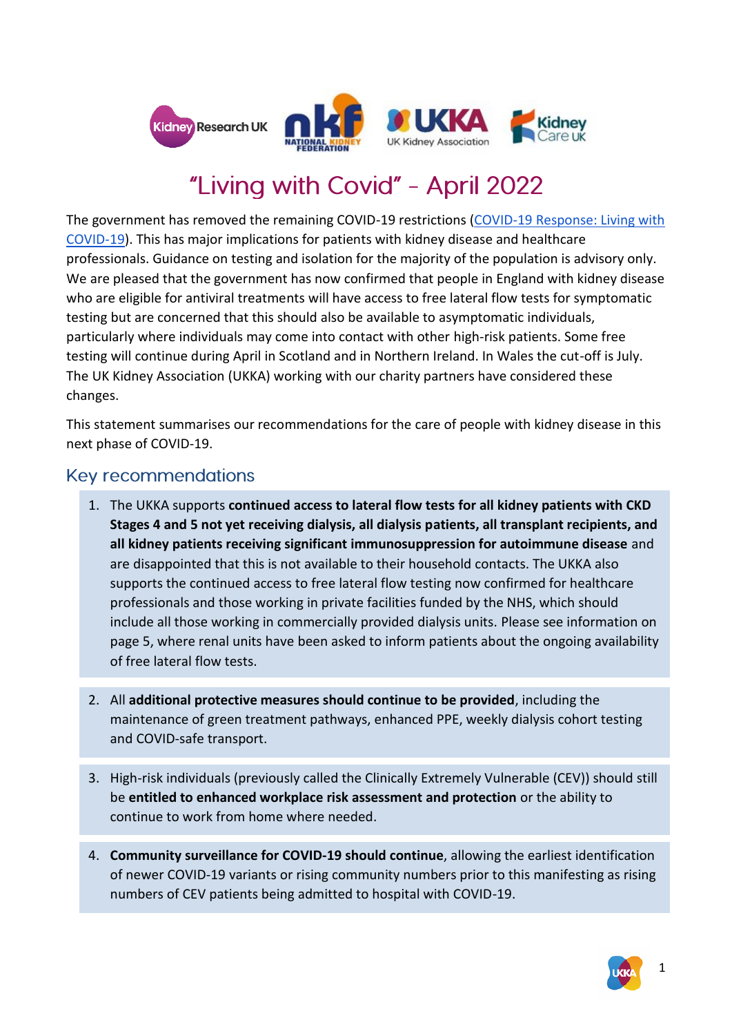# "Living with Covid" – April 2022

The government has removed the remaining COVID-19 restrictions (COVID-19 Response: Living with COVID-19). This has major implications for patients with kidney disease and healthcare professionals. Guidance on testing and isolation for the majority of the population is advisory only. We are pleased that the government has now confirmed that people in England with kidney disease who are eligible for antiviral treatments will have access to free lateral flow tests for symptomatic testing but are concerned that this should also be available to asymptomatic individuals, particularly where individuals may come into contact with other high-risk patients. Some free testing will continue during April in Scotland and in Northern Ireland. In Wales the cut-off is July. The UK Kidney Association (UKKA) working with our charity partners have considered these changes.

This statement summarises our recommendations for the care of people with kidney disease in this next phase of COVID-19.

## Key recommendations

1. The UKKA supports **continued access to lateral flow tests for all kidney patients with CKD Stages 4 and 5 not yet receiving dialysis, all dialysis patients, all transplant recipients, and all kidney patients receiving significant immunosuppression for autoimmune disease** and are disappointed that this is not available to their household contacts. The UKKA also supports the continued access to free lateral flow testing now confirmed for healthcare professionals and those working in private facilities funded by the NHS, which should include all those working in commercially provided dialysis units. Please see information on page 5, where renal units have been asked to inform patients about the ongoing availability of free lateral flow tests.

2. All **additional protective measures should continue to be provided**, including the maintenance of green treatment pathways, enhanced PPE, weekly dialysis cohort testing and COVID-safe transport.

3. High-risk individuals (previously called the Clinically Extremely Vulnerable (CEV)) should still be **entitled to enhanced workplace risk assessment and protection** or the ability to continue to work from home where needed.

4. **Community surveillance for COVID-19 should continue**, allowing the earliest identification of newer COVID-19 variants or rising community numbers prior to this manifesting as rising numbers of CEV patients being admitted to hospital with COVID-19.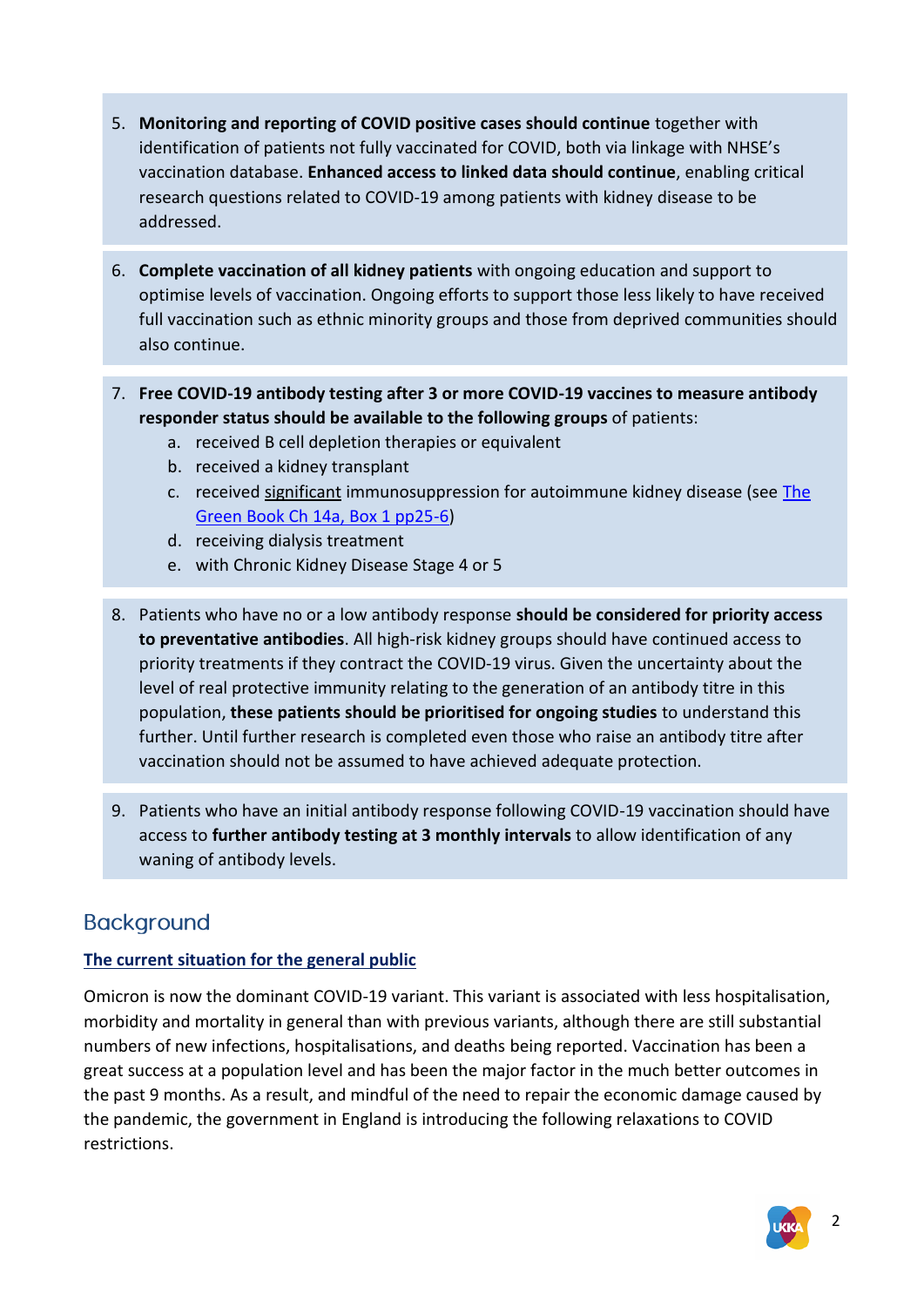5. **Monitoring and reporting of COVID positive cases should continue** together with identification of patients not fully vaccinated for COVID, both via linkage with NHSE's vaccination database. **Enhanced access to linked data should continue**, enabling critical research questions related to COVID-19 among patients with kidney disease to be addressed.

6. **Complete vaccination of all kidney patients** with ongoing education and support to optimise levels of vaccination. Ongoing efforts to support those less likely to have received full vaccination such as ethnic minority groups and those from deprived communities should also continue.

7. **Free COVID-19 antibody testing after 3 or more COVID-19 vaccines to measure antibody responder status should be available to the following groups** of patients:
   a. received B cell depletion therapies or equivalent
   b. received a kidney transplant
   c. received significant immunosuppression for autoimmune kidney disease (see [The Green Book Ch 14a, Box 1 pp25-6](#))
   d. receiving dialysis treatment
   e. with Chronic Kidney Disease Stage 4 or 5

8. Patients who have no or a low antibody response **should be considered for priority access to preventative antibodies**. All high-risk kidney groups should have continued access to priority treatments if they contract the COVID-19 virus. Given the uncertainty about the level of real protective immunity relating to the generation of an antibody titre in this population, **these patients should be prioritised for ongoing studies** to understand this further. Until further research is completed even those who raise an antibody titre after vaccination should not be assumed to have achieved adequate protection.

9. Patients who have an initial antibody response following COVID-19 vaccination should have access to **further antibody testing at 3 monthly intervals** to allow identification of any waning of antibody levels.

## Background

**The current situation for the general public**

Omicron is now the dominant COVID-19 variant. This variant is associated with less hospitalisation, morbidity and mortality in general than with previous variants, although there are still substantial numbers of new infections, hospitalisations, and deaths being reported. Vaccination has been a great success at a population level and has been the major factor in the much better outcomes in the past 9 months. As a result, and mindful of the need to repair the economic damage caused by the pandemic, the government in England is introducing the following relaxations to COVID restrictions.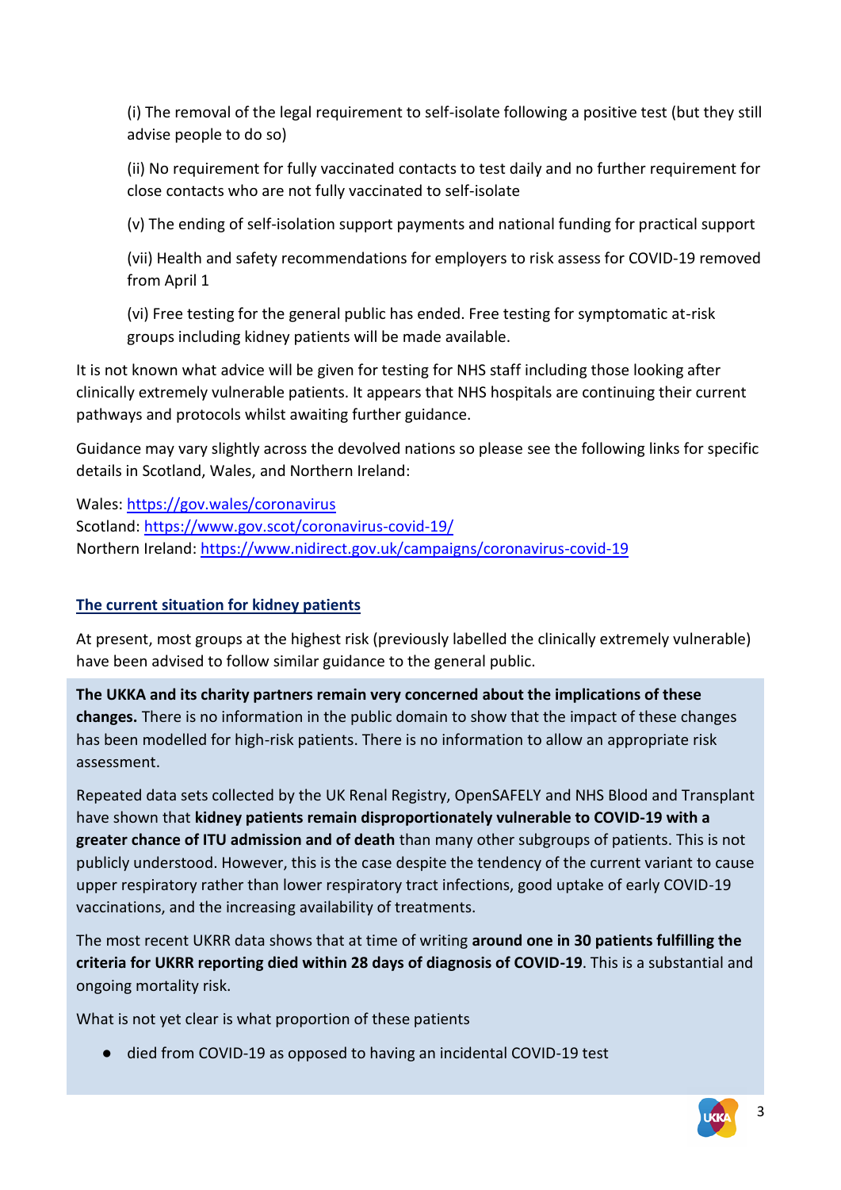(i) The removal of the legal requirement to self-isolate following a positive test (but they still advise people to do so)

(ii) No requirement for fully vaccinated contacts to test daily and no further requirement for close contacts who are not fully vaccinated to self-isolate

(v) The ending of self-isolation support payments and national funding for practical support

(vii) Health and safety recommendations for employers to risk assess for COVID-19 removed from April 1

(vi) Free testing for the general public has ended. Free testing for symptomatic at-risk groups including kidney patients will be made available.

It is not known what advice will be given for testing for NHS staff including those looking after clinically extremely vulnerable patients. It appears that NHS hospitals are continuing their current pathways and protocols whilst awaiting further guidance.

Guidance may vary slightly across the devolved nations so please see the following links for specific details in Scotland, Wales, and Northern Ireland:

Wales: https://gov.wales/coronavirus
Scotland: https://www.gov.scot/coronavirus-covid-19/
Northern Ireland: https://www.nidirect.gov.uk/campaigns/coronavirus-covid-19

## The current situation for kidney patients

At present, most groups at the highest risk (previously labelled the clinically extremely vulnerable) have been advised to follow similar guidance to the general public.

**The UKKA and its charity partners remain very concerned about the implications of these changes.** There is no information in the public domain to show that the impact of these changes has been modelled for high-risk patients. There is no information to allow an appropriate risk assessment.

Repeated data sets collected by the UK Renal Registry, OpenSAFELY and NHS Blood and Transplant have shown that **kidney patients remain disproportionately vulnerable to COVID-19 with a greater chance of ITU admission and of death** than many other subgroups of patients. This is not publicly understood. However, this is the case despite the tendency of the current variant to cause upper respiratory rather than lower respiratory tract infections, good uptake of early COVID-19 vaccinations, and the increasing availability of treatments.

The most recent UKRR data shows that at time of writing **around one in 30 patients fulfilling the criteria for UKRR reporting died within 28 days of diagnosis of COVID-19**. This is a substantial and ongoing mortality risk.

What is not yet clear is what proportion of these patients

- died from COVID-19 as opposed to having an incidental COVID-19 test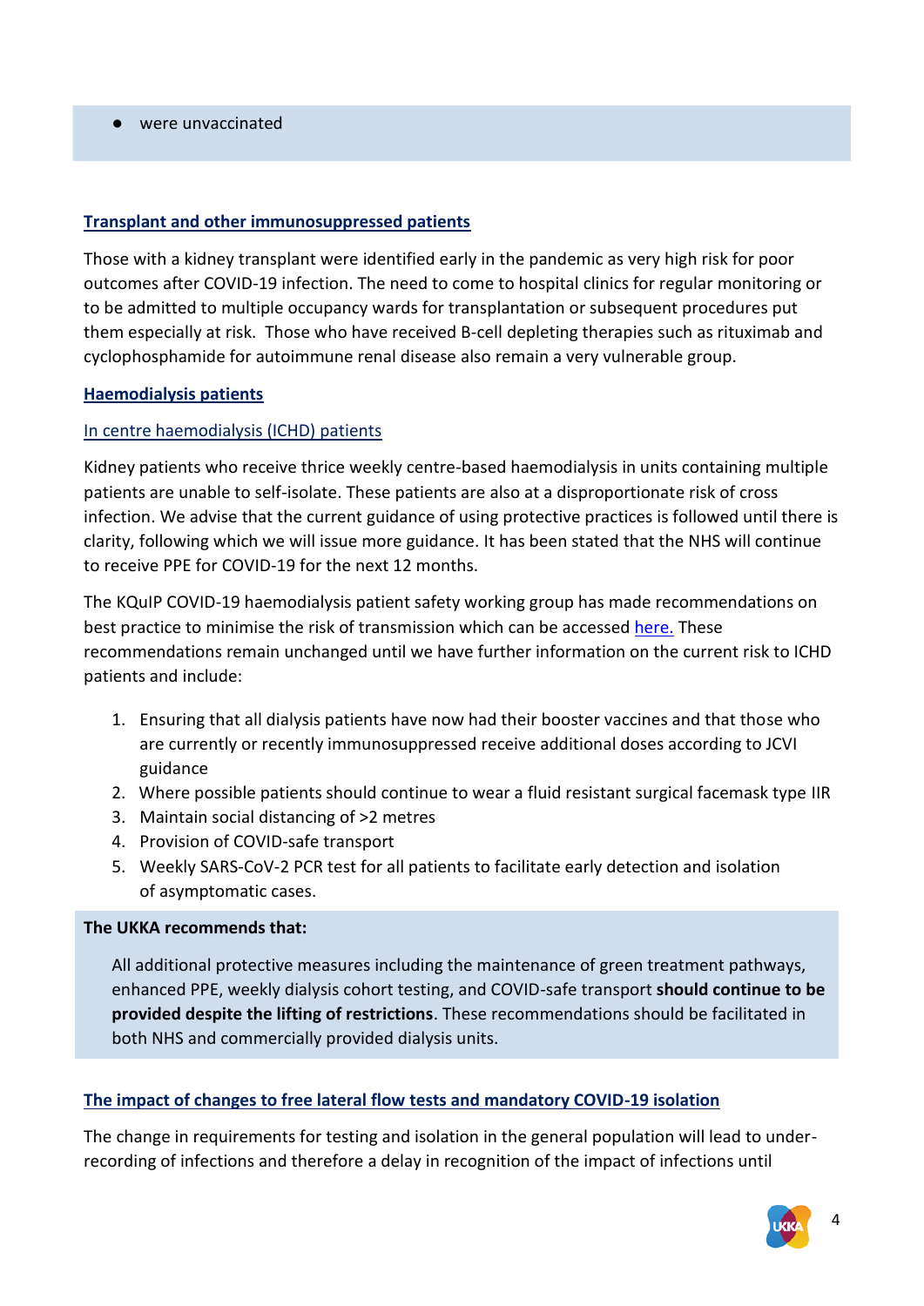- were unvaccinated

## Transplant and other immunosuppressed patients

Those with a kidney transplant were identified early in the pandemic as very high risk for poor outcomes after COVID-19 infection. The need to come to hospital clinics for regular monitoring or to be admitted to multiple occupancy wards for transplantation or subsequent procedures put them especially at risk. Those who have received B-cell depleting therapies such as rituximab and cyclophosphamide for autoimmune renal disease also remain a very vulnerable group.

## Haemodialysis patients

### In centre haemodialysis (ICHD) patients

Kidney patients who receive thrice weekly centre-based haemodialysis in units containing multiple patients are unable to self-isolate. These patients are also at a disproportionate risk of cross infection. We advise that the current guidance of using protective practices is followed until there is clarity, following which we will issue more guidance. It has been stated that the NHS will continue to receive PPE for COVID-19 for the next 12 months.

The KQuIP COVID-19 haemodialysis patient safety working group has made recommendations on best practice to minimise the risk of transmission which can be accessed here. These recommendations remain unchanged until we have further information on the current risk to ICHD patients and include:

1. Ensuring that all dialysis patients have now had their booster vaccines and that those who are currently or recently immunosuppressed receive additional doses according to JCVI guidance
2. Where possible patients should continue to wear a fluid resistant surgical facemask type IIR
3. Maintain social distancing of >2 metres
4. Provision of COVID-safe transport
5. Weekly SARS-CoV-2 PCR test for all patients to facilitate early detection and isolation of asymptomatic cases.

**The UKKA recommends that:**

All additional protective measures including the maintenance of green treatment pathways, enhanced PPE, weekly dialysis cohort testing, and COVID-safe transport **should continue to be provided despite the lifting of restrictions**. These recommendations should be facilitated in both NHS and commercially provided dialysis units.

## The impact of changes to free lateral flow tests and mandatory COVID-19 isolation

The change in requirements for testing and isolation in the general population will lead to under-recording of infections and therefore a delay in recognition of the impact of infections until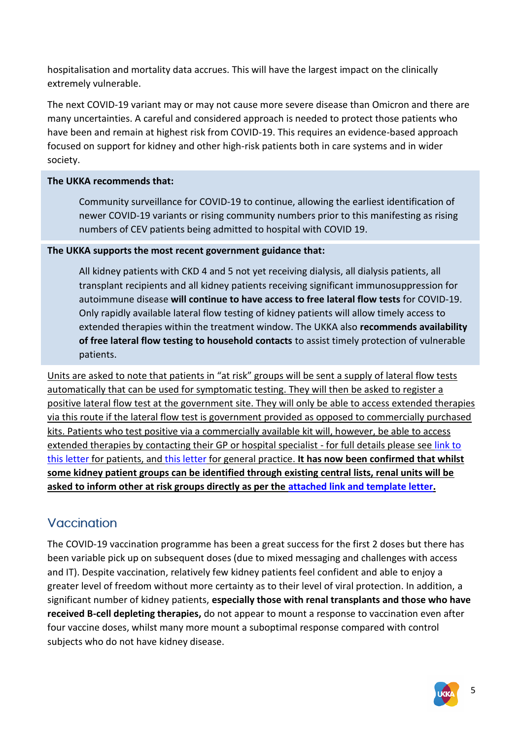hospitalisation and mortality data accrues. This will have the largest impact on the clinically extremely vulnerable.

The next COVID-19 variant may or may not cause more severe disease than Omicron and there are many uncertainties. A careful and considered approach is needed to protect those patients who have been and remain at highest risk from COVID-19. This requires an evidence-based approach focused on support for kidney and other high-risk patients both in care systems and in wider society.

**The UKKA recommends that:**

> Community surveillance for COVID-19 to continue, allowing the earliest identification of newer COVID-19 variants or rising community numbers prior to this manifesting as rising numbers of CEV patients being admitted to hospital with COVID 19.

**The UKKA supports the most recent government guidance that:**

> All kidney patients with CKD 4 and 5 not yet receiving dialysis, all dialysis patients, all transplant recipients and all kidney patients receiving significant immunosuppression for autoimmune disease **will continue to have access to free lateral flow tests** for COVID-19. Only rapidly available lateral flow testing of kidney patients will allow timely access to extended therapies within the treatment window. The UKKA also **recommends availability of free lateral flow testing to household contacts** to assist timely protection of vulnerable patients.

Units are asked to note that patients in "at risk" groups will be sent a supply of lateral flow tests automatically that can be used for symptomatic testing. They will then be asked to register a positive lateral flow test at the government site. They will only be able to access extended therapies via this route if the lateral flow test is government provided as opposed to commercially purchased kits. Patients who test positive via a commercially available kit will, however, be able to access extended therapies by contacting their GP or hospital specialist - for full details please see link to this letter for patients, and this letter for general practice. **It has now been confirmed that whilst some kidney patient groups can be identified through existing central lists, renal units will be asked to inform other at risk groups directly as per the attached link and template letter.**

## Vaccination

The COVID-19 vaccination programme has been a great success for the first 2 doses but there has been variable pick up on subsequent doses (due to mixed messaging and challenges with access and IT). Despite vaccination, relatively few kidney patients feel confident and able to enjoy a greater level of freedom without more certainty as to their level of viral protection. In addition, a significant number of kidney patients, **especially those with renal transplants and those who have received B-cell depleting therapies,** do not appear to mount a response to vaccination even after four vaccine doses, whilst many more mount a suboptimal response compared with control subjects who do not have kidney disease.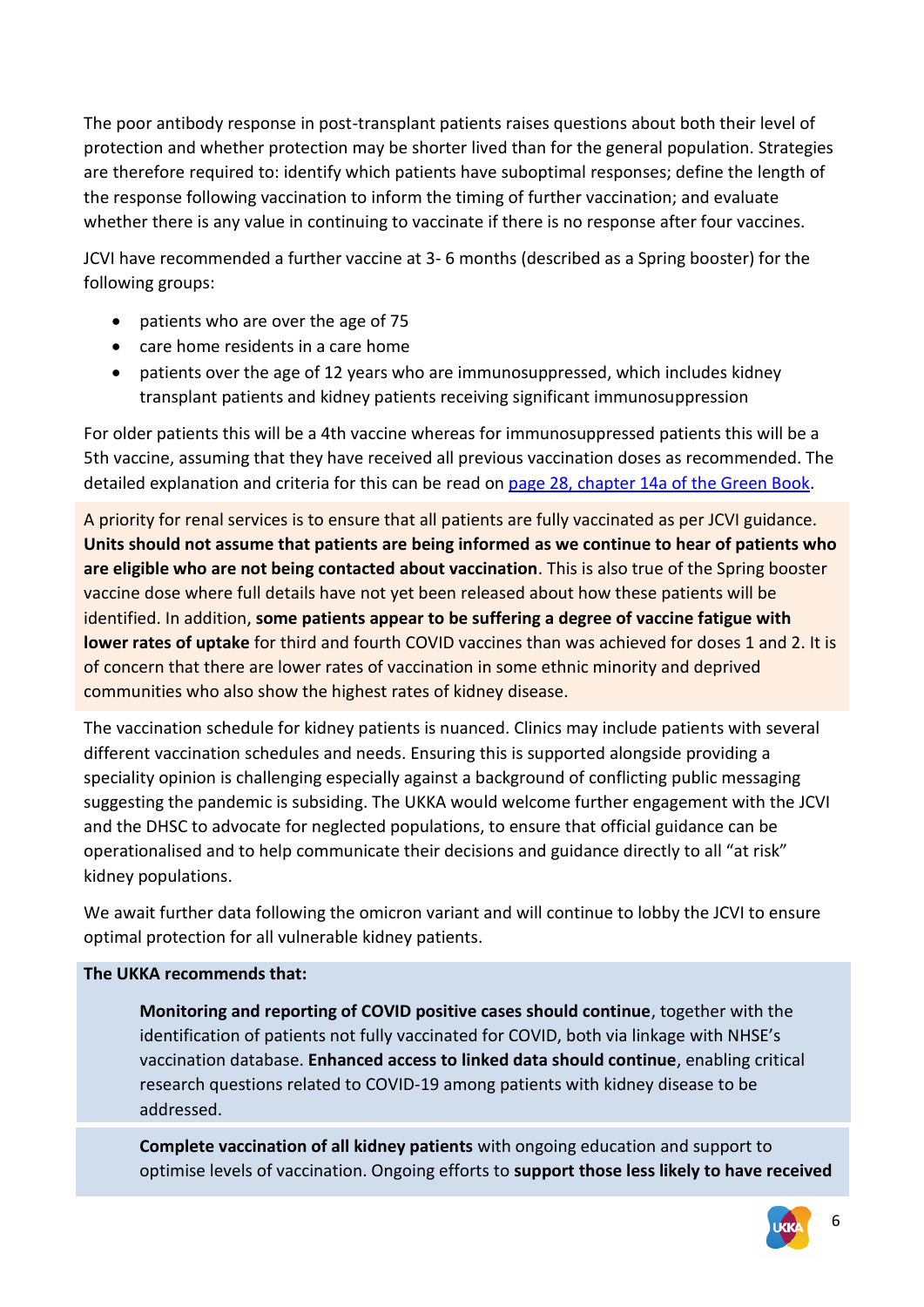The poor antibody response in post-transplant patients raises questions about both their level of protection and whether protection may be shorter lived than for the general population. Strategies are therefore required to: identify which patients have suboptimal responses; define the length of the response following vaccination to inform the timing of further vaccination; and evaluate whether there is any value in continuing to vaccinate if there is no response after four vaccines.

JCVI have recommended a further vaccine at 3- 6 months (described as a Spring booster) for the following groups:

- patients who are over the age of 75
- care home residents in a care home
- patients over the age of 12 years who are immunosuppressed, which includes kidney transplant patients and kidney patients receiving significant immunosuppression

For older patients this will be a 4th vaccine whereas for immunosuppressed patients this will be a 5th vaccine, assuming that they have received all previous vaccination doses as recommended. The detailed explanation and criteria for this can be read on [page 28, chapter 14a of the Green Book](#).

A priority for renal services is to ensure that all patients are fully vaccinated as per JCVI guidance. **Units should not assume that patients are being informed as we continue to hear of patients who are eligible who are not being contacted about vaccination**. This is also true of the Spring booster vaccine dose where full details have not yet been released about how these patients will be identified. In addition, **some patients appear to be suffering a degree of vaccine fatigue with lower rates of uptake** for third and fourth COVID vaccines than was achieved for doses 1 and 2. It is of concern that there are lower rates of vaccination in some ethnic minority and deprived communities who also show the highest rates of kidney disease.

The vaccination schedule for kidney patients is nuanced. Clinics may include patients with several different vaccination schedules and needs. Ensuring this is supported alongside providing a speciality opinion is challenging especially against a background of conflicting public messaging suggesting the pandemic is subsiding. The UKKA would welcome further engagement with the JCVI and the DHSC to advocate for neglected populations, to ensure that official guidance can be operationalised and to help communicate their decisions and guidance directly to all "at risk" kidney populations.

We await further data following the omicron variant and will continue to lobby the JCVI to ensure optimal protection for all vulnerable kidney patients.

**The UKKA recommends that:**

**Monitoring and reporting of COVID positive cases should continue**, together with the identification of patients not fully vaccinated for COVID, both via linkage with NHSE's vaccination database. **Enhanced access to linked data should continue**, enabling critical research questions related to COVID-19 among patients with kidney disease to be addressed.

**Complete vaccination of all kidney patients** with ongoing education and support to optimise levels of vaccination. Ongoing efforts to **support those less likely to have received**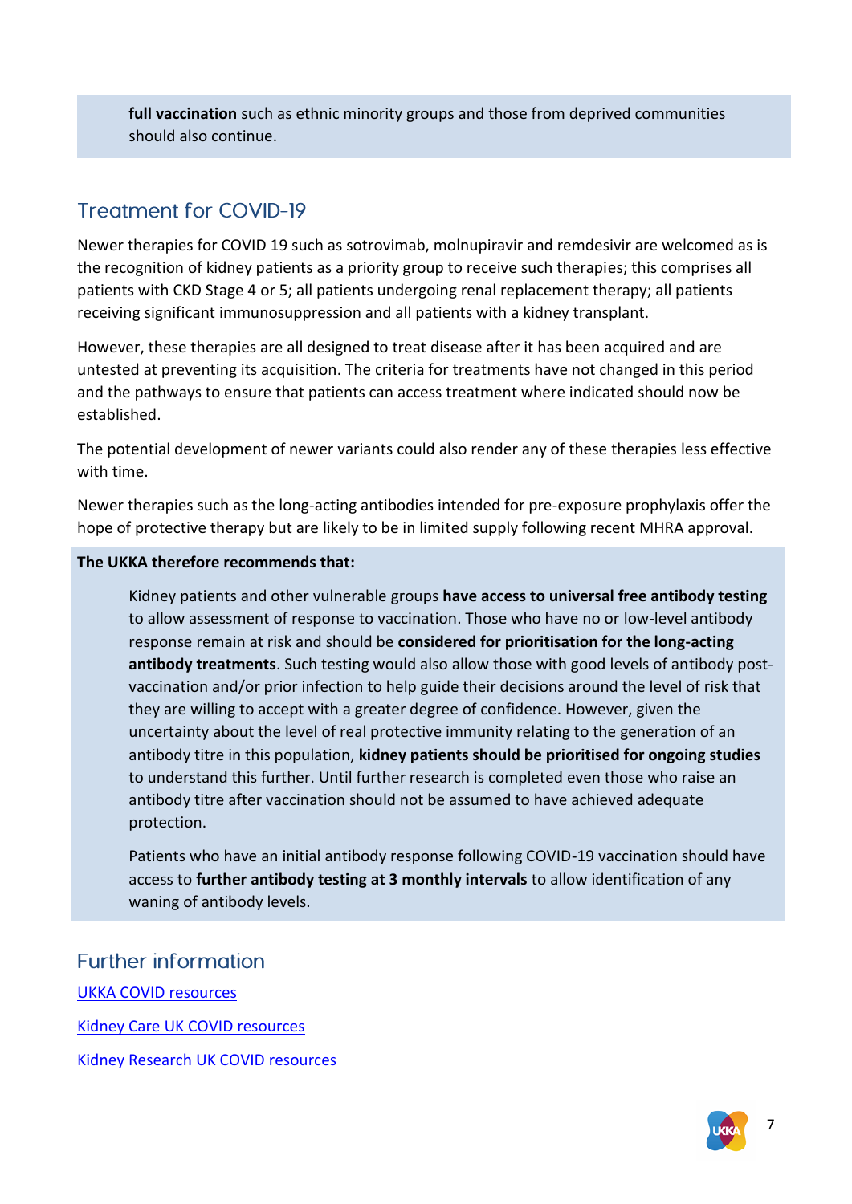**full vaccination** such as ethnic minority groups and those from deprived communities should also continue.

## Treatment for COVID-19

Newer therapies for COVID 19 such as sotrovimab, molnupiravir and remdesivir are welcomed as is the recognition of kidney patients as a priority group to receive such therapies; this comprises all patients with CKD Stage 4 or 5; all patients undergoing renal replacement therapy; all patients receiving significant immunosuppression and all patients with a kidney transplant.

However, these therapies are all designed to treat disease after it has been acquired and are untested at preventing its acquisition. The criteria for treatments have not changed in this period and the pathways to ensure that patients can access treatment where indicated should now be established.

The potential development of newer variants could also render any of these therapies less effective with time.

Newer therapies such as the long-acting antibodies intended for pre-exposure prophylaxis offer the hope of protective therapy but are likely to be in limited supply following recent MHRA approval.

**The UKKA therefore recommends that:**

Kidney patients and other vulnerable groups **have access to universal free antibody testing** to allow assessment of response to vaccination. Those who have no or low-level antibody response remain at risk and should be **considered for prioritisation for the long-acting antibody treatments**. Such testing would also allow those with good levels of antibody post-vaccination and/or prior infection to help guide their decisions around the level of risk that they are willing to accept with a greater degree of confidence. However, given the uncertainty about the level of real protective immunity relating to the generation of an antibody titre in this population, **kidney patients should be prioritised for ongoing studies** to understand this further. Until further research is completed even those who raise an antibody titre after vaccination should not be assumed to have achieved adequate protection.

Patients who have an initial antibody response following COVID-19 vaccination should have access to **further antibody testing at 3 monthly intervals** to allow identification of any waning of antibody levels.

## Further information

UKKA COVID resources

Kidney Care UK COVID resources

Kidney Research UK COVID resources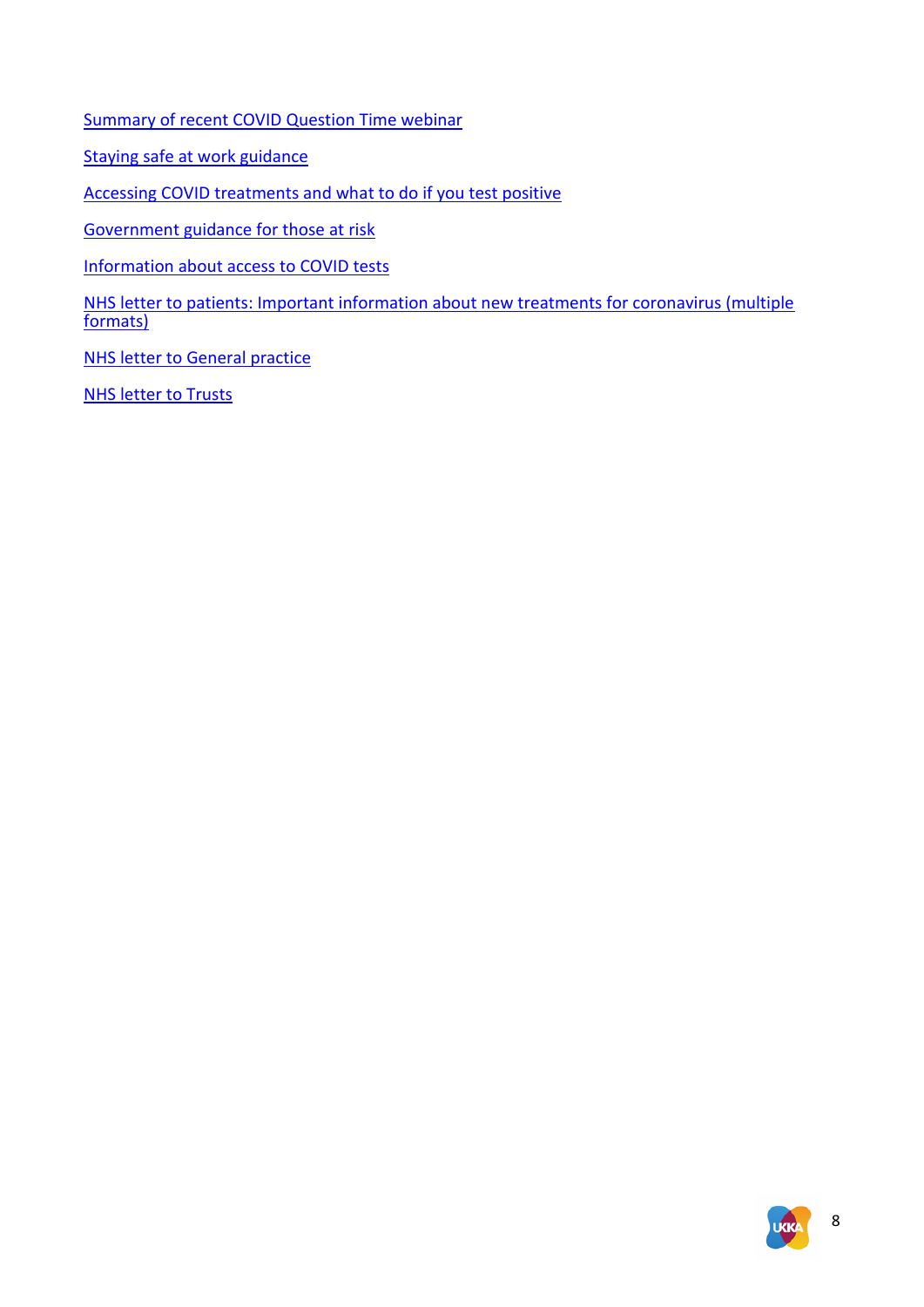Summary of recent COVID Question Time webinar

Staying safe at work guidance

Accessing COVID treatments and what to do if you test positive

Government guidance for those at risk

Information about access to COVID tests

NHS letter to patients: Important information about new treatments for coronavirus (multiple formats)

NHS letter to General practice

NHS letter to Trusts